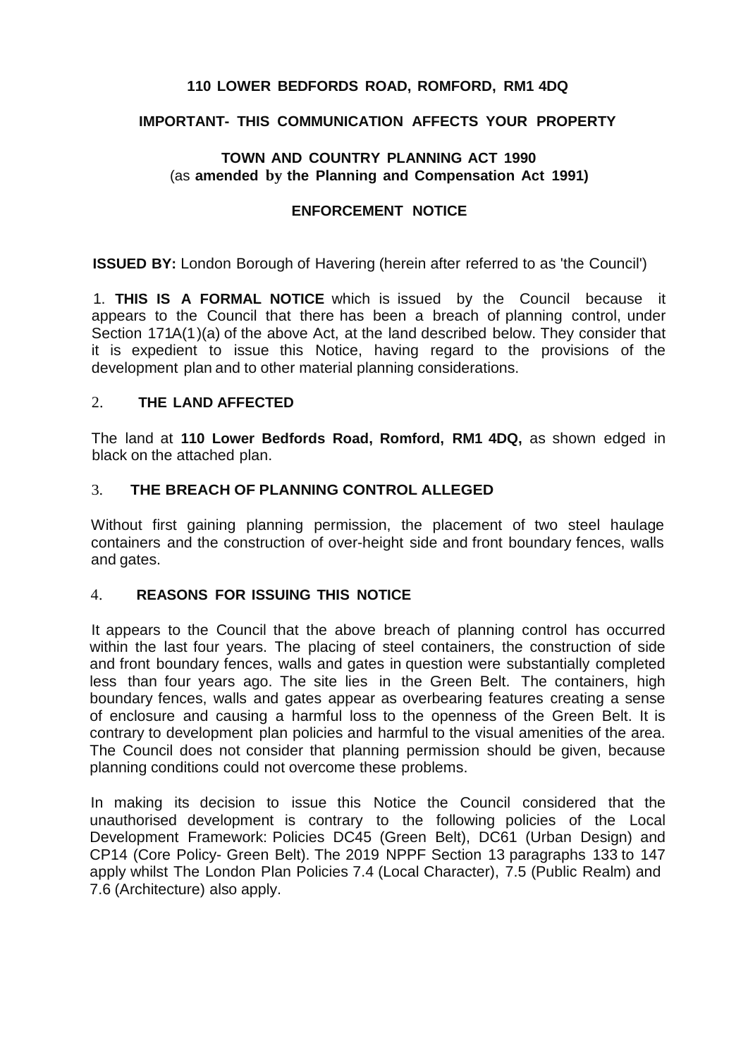**110 LOWER BEDFORDS ROAD, ROMFORD, RM1 4DQ**

**IMPORTANT- THIS COMMUNICATION AFFECTS YOUR PROPERTY**

**TOWN AND COUNTRY PLANNING ACT 1990**
(as **amended by the Planning and Compensation Act 1991)**

**ENFORCEMENT NOTICE**

**ISSUED BY:** London Borough of Havering (herein after referred to as 'the Council')

1. **THIS IS A FORMAL NOTICE** which is issued by the Council because it appears to the Council that there has been a breach of planning control, under Section 171A(1)(a) of the above Act, at the land described below. They consider that it is expedient to issue this Notice, having regard to the provisions of the development plan and to other material planning considerations.

## 2. THE LAND AFFECTED

The land at **110 Lower Bedfords Road, Romford, RM1 4DQ,** as shown edged in black on the attached plan.

## 3. THE BREACH OF PLANNING CONTROL ALLEGED

Without first gaining planning permission, the placement of two steel haulage containers and the construction of over-height side and front boundary fences, walls and gates.

## 4. REASONS FOR ISSUING THIS NOTICE

It appears to the Council that the above breach of planning control has occurred within the last four years. The placing of steel containers, the construction of side and front boundary fences, walls and gates in question were substantially completed less than four years ago. The site lies in the Green Belt. The containers, high boundary fences, walls and gates appear as overbearing features creating a sense of enclosure and causing a harmful loss to the openness of the Green Belt. It is contrary to development plan policies and harmful to the visual amenities of the area. The Council does not consider that planning permission should be given, because planning conditions could not overcome these problems.

In making its decision to issue this Notice the Council considered that the unauthorised development is contrary to the following policies of the Local Development Framework: Policies DC45 (Green Belt), DC61 (Urban Design) and CP14 (Core Policy- Green Belt). The 2019 NPPF Section 13 paragraphs 133 to 147 apply whilst The London Plan Policies 7.4 (Local Character), 7.5 (Public Realm) and 7.6 (Architecture) also apply.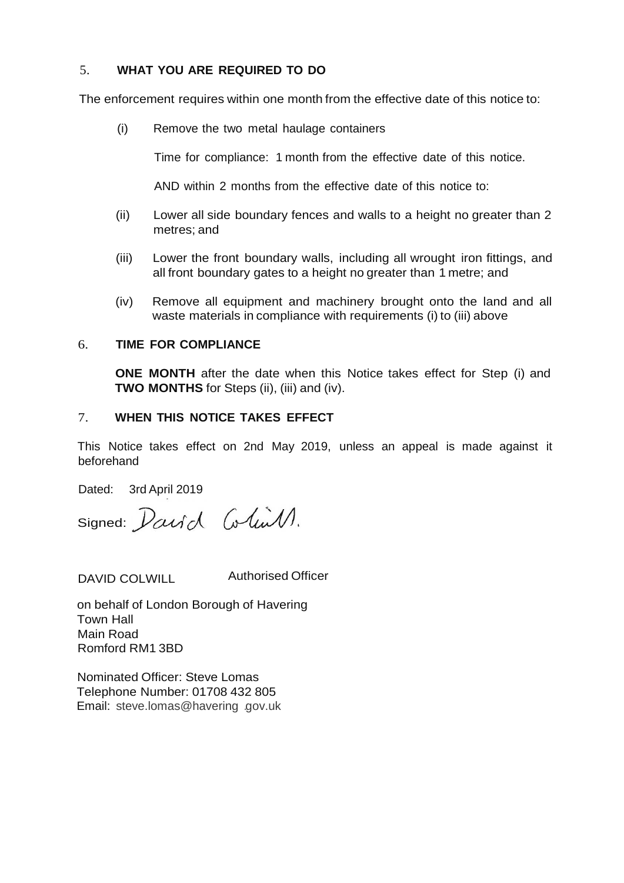## 5. WHAT YOU ARE REQUIRED TO DO

The enforcement requires within one month from the effective date of this notice to:

(i) Remove the two metal haulage containers

Time for compliance: 1 month from the effective date of this notice.

AND within 2 months from the effective date of this notice to:

(ii) Lower all side boundary fences and walls to a height no greater than 2 metres; and

(iii) Lower the front boundary walls, including all wrought iron fittings, and all front boundary gates to a height no greater than 1 metre; and

(iv) Remove all equipment and machinery brought onto the land and all waste materials in compliance with requirements (i) to (iii) above

## 6. TIME FOR COMPLIANCE

**ONE MONTH** after the date when this Notice takes effect for Step (i) and **TWO MONTHS** for Steps (ii), (iii) and (iv).

## 7. WHEN THIS NOTICE TAKES EFFECT

This Notice takes effect on 2nd May 2019, unless an appeal is made against it beforehand

Dated: 3rd April 2019

Signed: David Colwill.

DAVID COLWILL Authorised Officer

on behalf of London Borough of Havering
Town Hall
Main Road
Romford RM1 3BD

Nominated Officer: Steve Lomas
Telephone Number: 01708 432 805
Email: steve.lomas@havering.gov.uk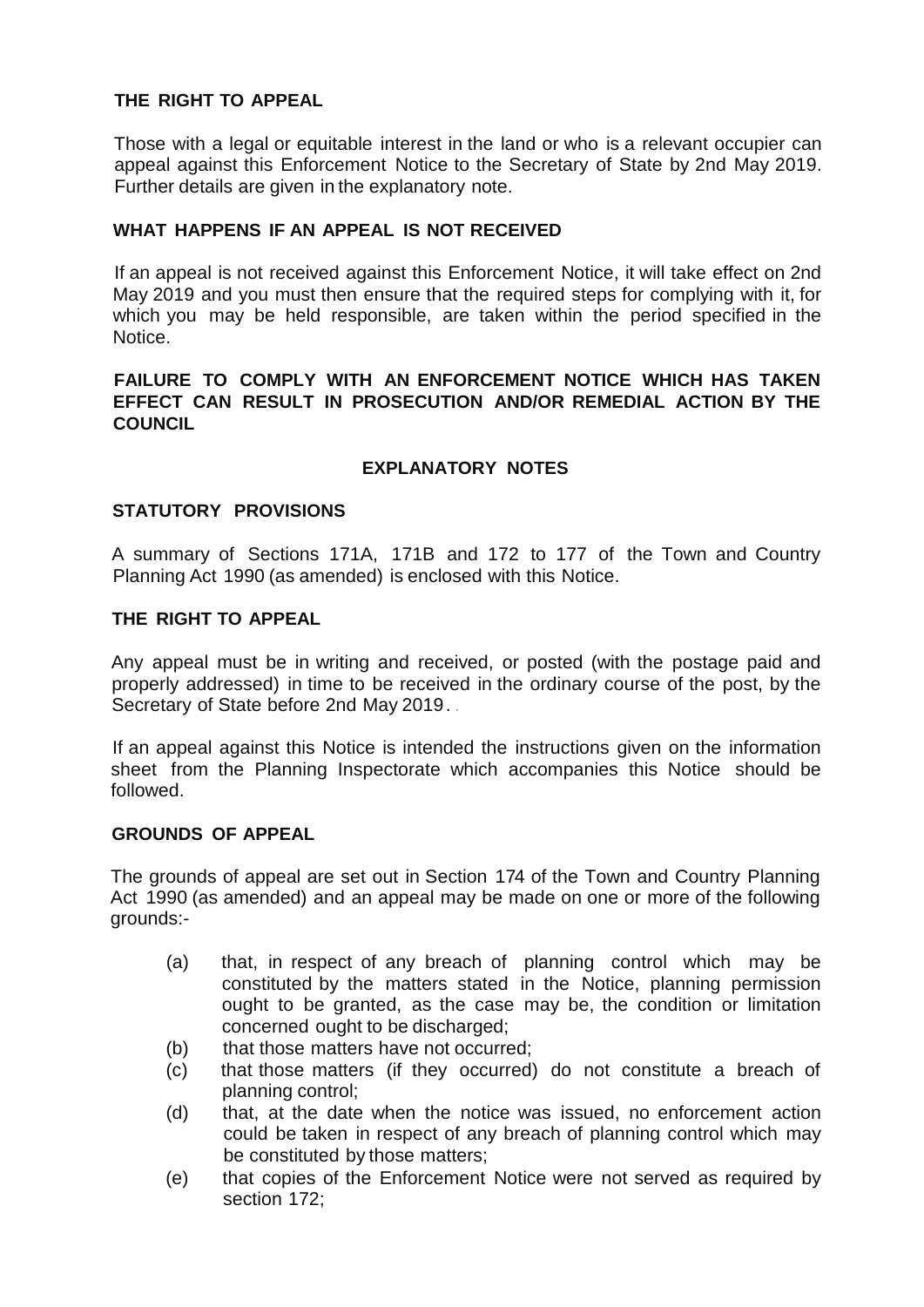**THE RIGHT TO APPEAL**

Those with a legal or equitable interest in the land or who is a relevant occupier can appeal against this Enforcement Notice to the Secretary of State by 2nd May 2019. Further details are given in the explanatory note.

**WHAT HAPPENS IF AN APPEAL IS NOT RECEIVED**

If an appeal is not received against this Enforcement Notice, it will take effect on 2nd May 2019 and you must then ensure that the required steps for complying with it, for which you may be held responsible, are taken within the period specified in the Notice.

**FAILURE TO COMPLY WITH AN ENFORCEMENT NOTICE WHICH HAS TAKEN EFFECT CAN RESULT IN PROSECUTION AND/OR REMEDIAL ACTION BY THE COUNCIL**

## EXPLANATORY NOTES

**STATUTORY PROVISIONS**

A summary of Sections 171A, 171B and 172 to 177 of the Town and Country Planning Act 1990 (as amended) is enclosed with this Notice.

**THE RIGHT TO APPEAL**

Any appeal must be in writing and received, or posted (with the postage paid and properly addressed) in time to be received in the ordinary course of the post, by the Secretary of State before 2nd May 2019.

If an appeal against this Notice is intended the instructions given on the information sheet from the Planning Inspectorate which accompanies this Notice should be followed.

**GROUNDS OF APPEAL**

The grounds of appeal are set out in Section 174 of the Town and Country Planning Act 1990 (as amended) and an appeal may be made on one or more of the following grounds:-

(a) that, in respect of any breach of planning control which may be constituted by the matters stated in the Notice, planning permission ought to be granted, as the case may be, the condition or limitation concerned ought to be discharged;

(b) that those matters have not occurred;

(c) that those matters (if they occurred) do not constitute a breach of planning control;

(d) that, at the date when the notice was issued, no enforcement action could be taken in respect of any breach of planning control which may be constituted by those matters;

(e) that copies of the Enforcement Notice were not served as required by section 172;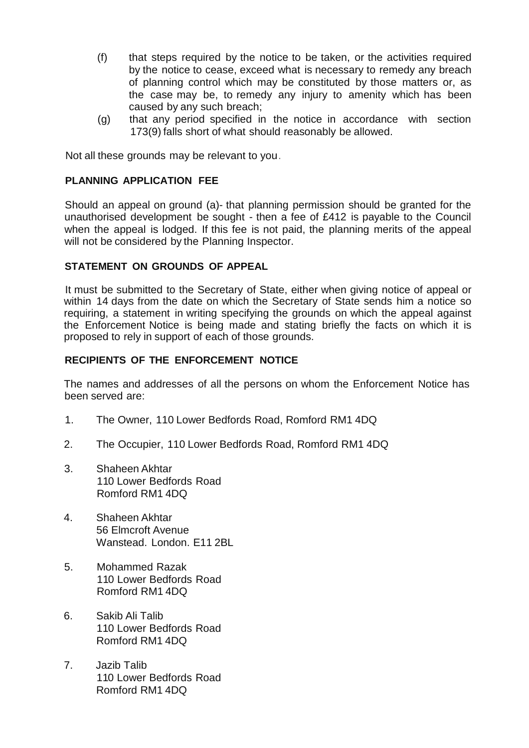(f) that steps required by the notice to be taken, or the activities required by the notice to cease, exceed what is necessary to remedy any breach of planning control which may be constituted by those matters or, as the case may be, to remedy any injury to amenity which has been caused by any such breach;

(g) that any period specified in the notice in accordance with section 173(9) falls short of what should reasonably be allowed.

Not all these grounds may be relevant to you.

**PLANNING APPLICATION FEE**

Should an appeal on ground (a)- that planning permission should be granted for the unauthorised development be sought - then a fee of £412 is payable to the Council when the appeal is lodged. If this fee is not paid, the planning merits of the appeal will not be considered by the Planning Inspector.

**STATEMENT ON GROUNDS OF APPEAL**

It must be submitted to the Secretary of State, either when giving notice of appeal or within 14 days from the date on which the Secretary of State sends him a notice so requiring, a statement in writing specifying the grounds on which the appeal against the Enforcement Notice is being made and stating briefly the facts on which it is proposed to rely in support of each of those grounds.

**RECIPIENTS OF THE ENFORCEMENT NOTICE**

The names and addresses of all the persons on whom the Enforcement Notice has been served are:

1. The Owner, 110 Lower Bedfords Road, Romford RM1 4DQ

2. The Occupier, 110 Lower Bedfords Road, Romford RM1 4DQ

3. Shaheen Akhtar
   110 Lower Bedfords Road
   Romford RM1 4DQ

4. Shaheen Akhtar
   56 Elmcroft Avenue
   Wanstead. London. E11 2BL

5. Mohammed Razak
   110 Lower Bedfords Road
   Romford RM1 4DQ

6. Sakib Ali Talib
   110 Lower Bedfords Road
   Romford RM1 4DQ

7. Jazib Talib
   110 Lower Bedfords Road
   Romford RM1 4DQ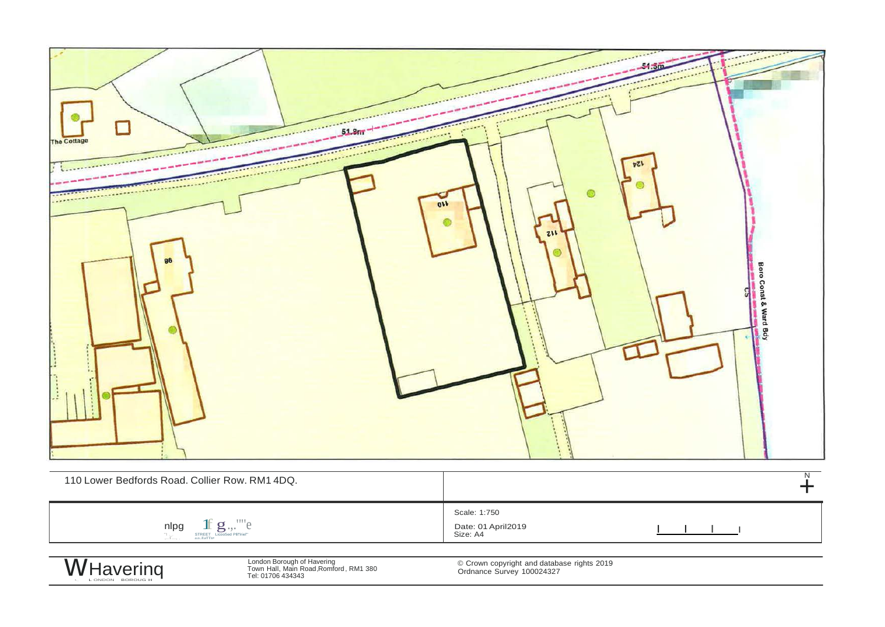110 Lower Bedfords Road. Collier Row. RM1 4DQ.

Scale: 1:750

Date: 01 April2019

Size: A4

London Borough of Havering
Town Hall, Main Road,Romford, RM1 380
Tel: 01706 434343

© Crown copyright and database rights 2019
Ordnance Survey 100024327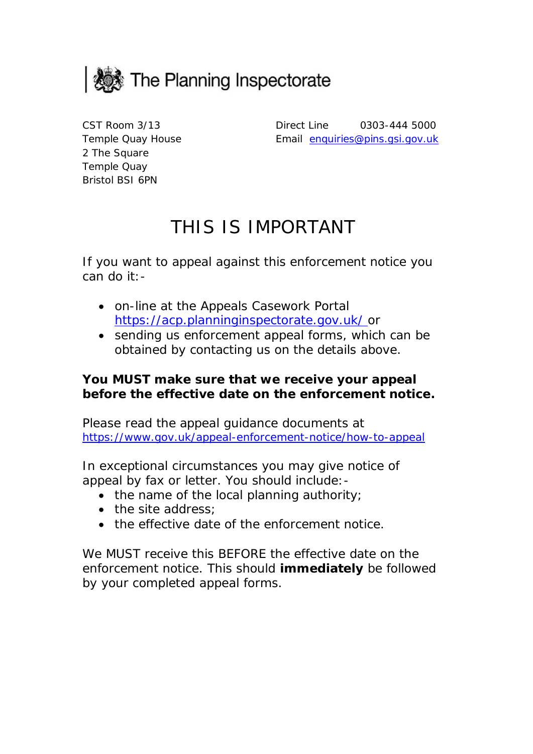The Planning Inspectorate

CST Room 3/13
Temple Quay House
2 The Square
Temple Quay
Bristol BSI 6PN

Direct Line 0303-444 5000
Email enquiries@pins.gsi.gov.uk

# THIS IS IMPORTANT

If you want to appeal against this enforcement notice you can do it:-

- on-line at the Appeals Casework Portal https://acp.planninginspectorate.gov.uk/ or
- sending us enforcement appeal forms, which can be obtained by contacting us on the details above.

**You MUST make sure that we receive your appeal before the effective date on the enforcement notice.**

Please read the appeal guidance documents at https://www.gov.uk/appeal-enforcement-notice/how-to-appeal

In exceptional circumstances you may give notice of appeal by fax or letter. You should include:-

- the name of the local planning authority;
- the site address;
- the effective date of the enforcement notice.

We MUST receive this BEFORE the effective date on the enforcement notice. This should **immediately** be followed by your completed appeal forms.